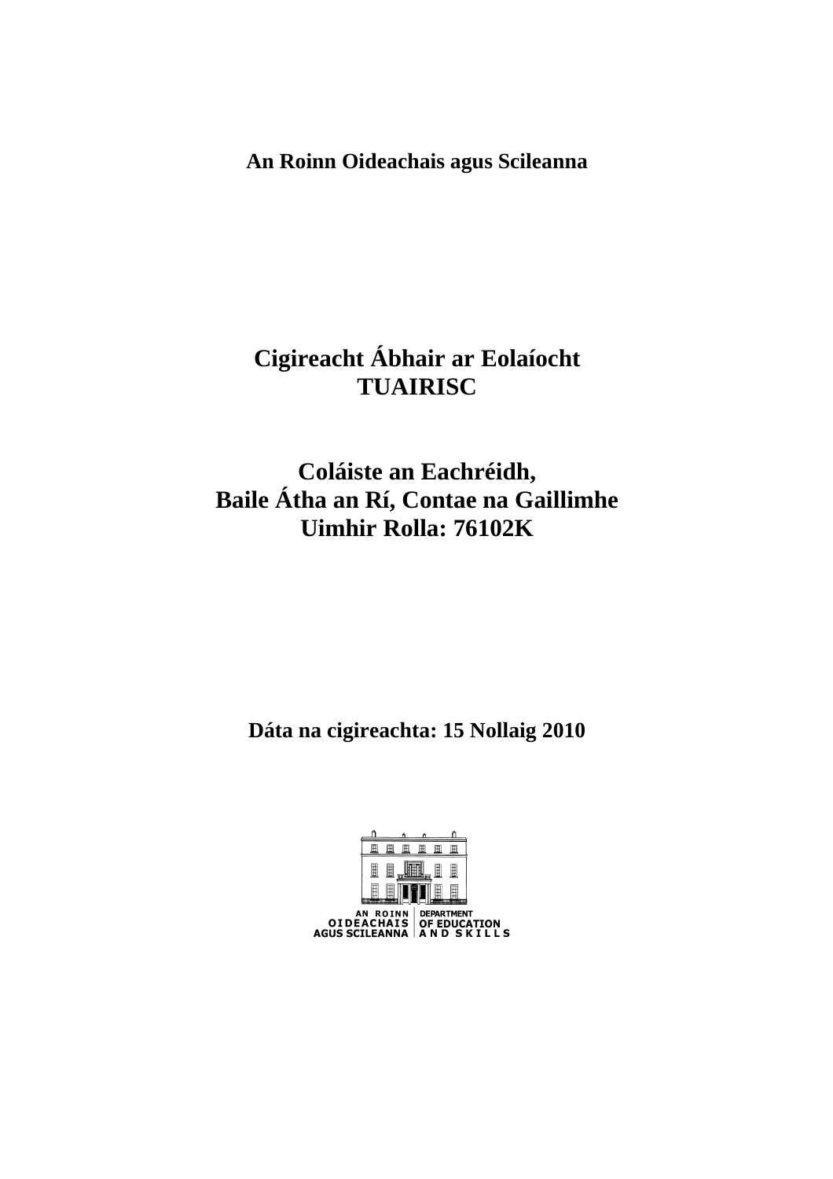**An Roinn Oideachais agus Scileanna**

# Cigireacht Ábhair ar Eolaíocht
# TUAIRISC

## Coláiste an Eachréidh,
## Baile Átha an Rí, Contae na Gaillimhe
## Uimhir Rolla: 76102K

**Dáta na cigireachta: 15 Nollaig 2010**

AN ROINN OIDEACHAIS AGUS SCILEANNA | DEPARTMENT OF EDUCATION AND SKILLS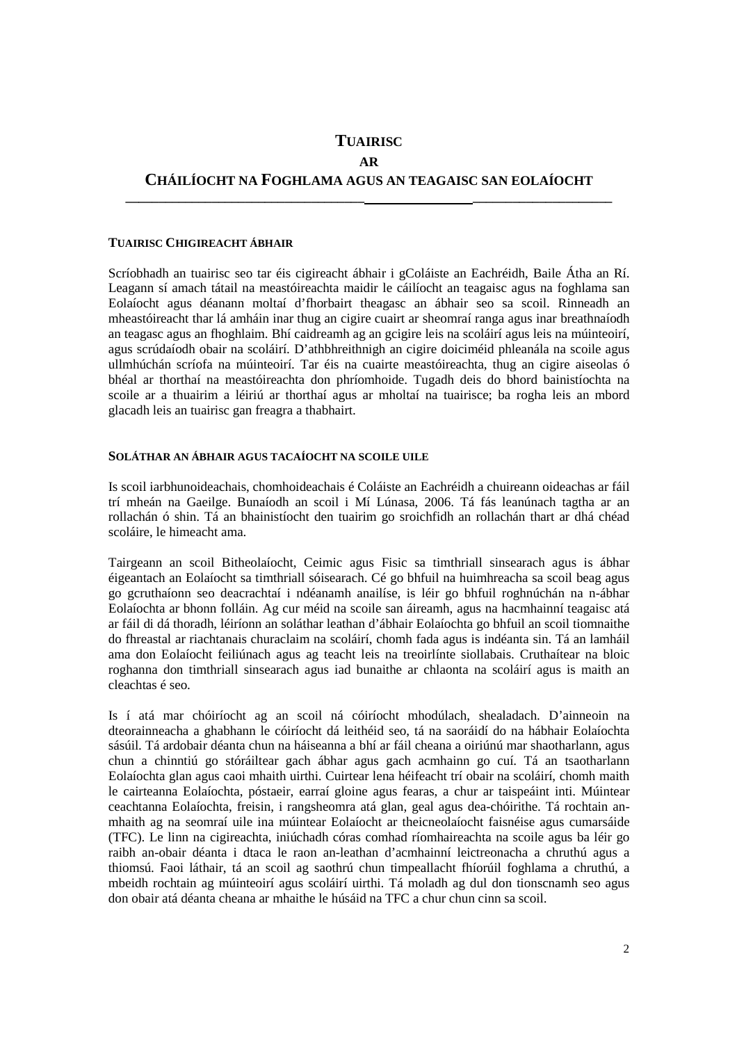# TUAIRISC
# AR
# CHÁILÍOCHT NA FOGHLAMA AGUS AN TEAGAISC SAN EOLAÍOCHT

---

## TUAIRISC CHIGIREACHT ÁBHAIR

Scríobhadh an tuairisc seo tar éis cigireacht ábhair i gColáiste an Eachréidh, Baile Átha an Rí. Leagann sí amach tátail na meastóireachta maidir le cáilíocht an teagaisc agus na foghlama san Eolaíocht agus déanann moltaí d'fhorbairt theagasc an ábhair seo sa scoil. Rinneadh an mheastóireacht thar lá amháin inar thug an cigire cuairt ar sheomraí ranga agus inar breathnaíodh an teagasc agus an fhoghlaim. Bhí caidreamh ag an gcigire leis na scoláirí agus leis na múinteoirí, agus scrúdaíodh obair na scoláirí. D'athbhreithnigh an cigire doiciméid phleanála na scoile agus ullmhúchán scríofa na múinteoirí. Tar éis na cuairte meastóireachta, thug an cigire aiseolas ó bhéal ar thorthaí na meastóireachta don phríomhoide. Tugadh deis do bhord bainistíochta na scoile ar a thuairim a léiriú ar thorthaí agus ar mholtaí na tuairisce; ba rogha leis an mbord glacadh leis an tuairisc gan freagra a thabhairt.

## SOLÁTHAR AN ÁBHAIR AGUS TACAÍOCHT NA SCOILE UILE

Is scoil iarbhunoideachais, chomhoideachais é Coláiste an Eachréidh a chuireann oideachas ar fáil trí mheán na Gaeilge. Bunaíodh an scoil i Mí Lúnasa, 2006. Tá fás leanúnach tagtha ar an rollachán ó shin. Tá an bhainistíocht den tuairim go sroichfidh an rollachán thart ar dhá chéad scoláire, le himeacht ama.

Tairgeann an scoil Bitheolaíocht, Ceimic agus Fisic sa timthriall sinsearach agus is ábhar éigeantach an Eolaíocht sa timthriall sóisearach. Cé go bhfuil na huimhreacha sa scoil beag agus go gcruthaíonn seo deacrachtaí i ndéanamh anailíse, is léir go bhfuil roghnúchán na n-ábhar Eolaíochta ar bhonn folláin. Ag cur méid na scoile san áireamh, agus na hacmhainní teagaisc atá ar fáil di dá thoradh, léiríonn an soláthar leathan d'ábhair Eolaíochta go bhfuil an scoil tiomnaithe do fhreastal ar riachtanais churaclaim na scoláirí, chomh fada agus is indéanta sin. Tá an lamháil ama don Eolaíocht feiliúnach agus ag teacht leis na treoirlínte siollabais. Cruthaítear na bloic roghanna don timthriall sinsearach agus iad bunaithe ar chlaonta na scoláirí agus is maith an cleachtas é seo.

Is í atá mar chóiríocht ag an scoil ná cóiríocht mhodúlach, shealadach. D'ainneoin na dteorainneacha a ghabhann le cóiríocht dá leithéid seo, tá na saoráidí do na hábhair Eolaíochta sásúil. Tá ardobair déanta chun na háiseanna a bhí ar fáil cheana a oiriúnú mar shaotharlann, agus chun a chinntiú go stóráiltear gach ábhar agus gach acmhainn go cuí. Tá an tsaotharlann Eolaíochta glan agus caoi mhaith uirthi. Cuirtear lena héifeacht trí obair na scoláirí, chomh maith le cairteanna Eolaíochta, póstaeir, earraí gloine agus fearas, a chur ar taispeáint inti. Múintear ceachtanna Eolaíochta, freisin, i rangsheomra atá glan, geal agus dea-chóirithe. Tá rochtain an-mhaith ag na seomraí uile ina múintear Eolaíocht ar theicneolaíocht faisnéise agus cumarsáide (TFC). Le linn na cigireachta, iniúchadh córas comhad ríomhaireachta na scoile agus ba léir go raibh an-obair déanta i dtaca le raon an-leathan d'acmhainní leictreonacha a chruthú agus a thiomsú. Faoi láthair, tá an scoil ag saothrú chun timpeallacht fhíorúil foghlama a chruthú, a mbeidh rochtain ag múinteoirí agus scoláirí uirthi. Tá moladh ag dul don tionscnamh seo agus don obair atá déanta cheana ar mhaithe le húsáid na TFC a chur chun cinn sa scoil.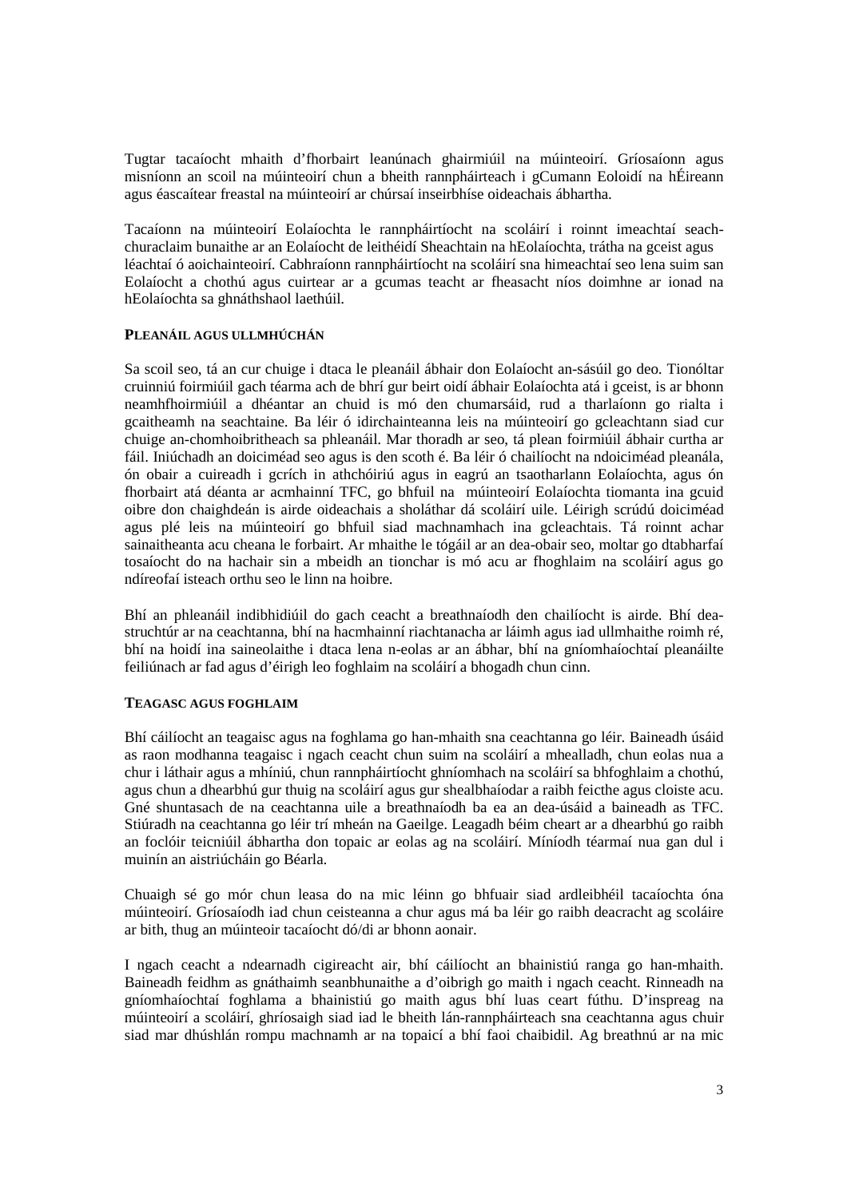Tugtar tacaíocht mhaith d'fhorbairt leanúnach ghairmiúil na múinteoirí. Gríosaíonn agus misníonn an scoil na múinteoirí chun a bheith rannpháirteach i gCumann Eoloidí na hÉireann agus éascaítear freastal na múinteoirí ar chúrsaí inseirbhíse oideachais ábhartha.

Tacaíonn na múinteoirí Eolaíochta le rannpháirtíocht na scoláirí i roinnt imeachtaí seach-churaclaim bunaithe ar an Eolaíocht de leithéidí Sheachtain na hEolaíochta, trátha na gceist agus léachtaí ó aoichainteoirí. Cabhraíonn rannpháirtíocht na scoláirí sna himeachtaí seo lena suim san Eolaíocht a chothú agus cuirtear ar a gcumas teacht ar fheasacht níos doimhne ar ionad na hEolaíochta sa ghnáthshaol laethúil.

## Pleanáil agus ullmhúchán

Sa scoil seo, tá an cur chuige i dtaca le pleanáil ábhair don Eolaíocht an-sásúil go deo. Tionóltar cruinniú foirmiúil gach téarma ach de bhrí gur beirt oidí ábhair Eolaíochta atá i gceist, is ar bhonn neamhfhoirmiúil a dhéantar an chuid is mó den chumarsáid, rud a tharlaíonn go rialta i gcaitheamh na seachtaine. Ba léir ó idirchainteanna leis na múinteoirí go gcleachtann siad cur chuige an-chomhoibritheach sa phleanáil. Mar thoradh ar seo, tá plean foirmiúil ábhair curtha ar fáil. Iniúchadh an doiciméad seo agus is den scoth é. Ba léir ó chailíocht na ndoiciméad pleanála, ón obair a cuireadh i gcrích in athchóiriú agus in eagrú an tsaotharlann Eolaíochta, agus ón fhorbairt atá déanta ar acmhainní TFC, go bhfuil na múinteoirí Eolaíochta tiomanta ina gcuid oibre don chaighdeán is airde oideachais a sholáthar dá scoláirí uile. Léirigh scrúdú doiciméad agus plé leis na múinteoirí go bhfuil siad machnamhach ina gcleachtais. Tá roinnt achar sainaitheanta acu cheana le forbairt. Ar mhaithe le tógáil ar an dea-obair seo, moltar go dtabharfaí tosaíocht do na hachair sin a mbeidh an tionchar is mó acu ar fhoghlaim na scoláirí agus go ndíreofaí isteach orthu seo le linn na hoibre.

Bhí an phleanáil indibhidiúil do gach ceacht a breathnaíodh den chailíocht is airde. Bhí dea-struchtúr ar na ceachtanna, bhí na hacmhainní riachtanacha ar láimh agus iad ullmhaithe roimh ré, bhí na hoidí ina saineolaithe i dtaca lena n-eolas ar an ábhar, bhí na gníomhaíochtaí pleanáilte feiliúnach ar fad agus d'éirigh leo foghlaim na scoláirí a bhogadh chun cinn.

## Teagasc agus foghlaim

Bhí cáilíocht an teagaisc agus na foghlama go han-mhaith sna ceachtanna go léir. Baineadh úsáid as raon modhanna teagaisc i ngach ceacht chun suim na scoláirí a mhealladh, chun eolas nua a chur i láthair agus a mhíniú, chun rannpháirtíocht ghníomhach na scoláirí sa bhfoghlaim a chothú, agus chun a dhearbhú gur thuig na scoláirí agus gur shealbhaíodar a raibh feicthe agus cloiste acu. Gné shuntasach de na ceachtanna uile a breathnaíodh ba ea an dea-úsáid a baineadh as TFC. Stiúradh na ceachtanna go léir trí mheán na Gaeilge. Leagadh béim cheart ar a dhearbhú go raibh an foclóir teicniúil ábhartha don topaic ar eolas ag na scoláirí. Míníodh téarmaí nua gan dul i muinín an aistriúcháin go Béarla.

Chuaigh sé go mór chun leasa do na mic léinn go bhfuair siad ardleibhéil tacaíochta óna múinteoirí. Gríosaíodh iad chun ceisteanna a chur agus má ba léir go raibh deacracht ag scoláire ar bith, thug an múinteoir tacaíocht dó/di ar bhonn aonair.

I ngach ceacht a ndearnadh cigireacht air, bhí cáilíocht an bhainistiú ranga go han-mhaith. Baineadh feidhm as gnáthaimh seanbhunaithe a d'oibrigh go maith i ngach ceacht. Rinneadh na gníomhaíochtaí foghlama a bhainistiú go maith agus bhí luas ceart fúthu. D'inspreag na múinteoirí a scoláirí, ghríosaigh siad iad le bheith lán-rannpháirteach sna ceachtanna agus chuir siad mar dhúshlán rompu machnamh ar na topaicí a bhí faoi chaibidil. Ag breathnú ar na mic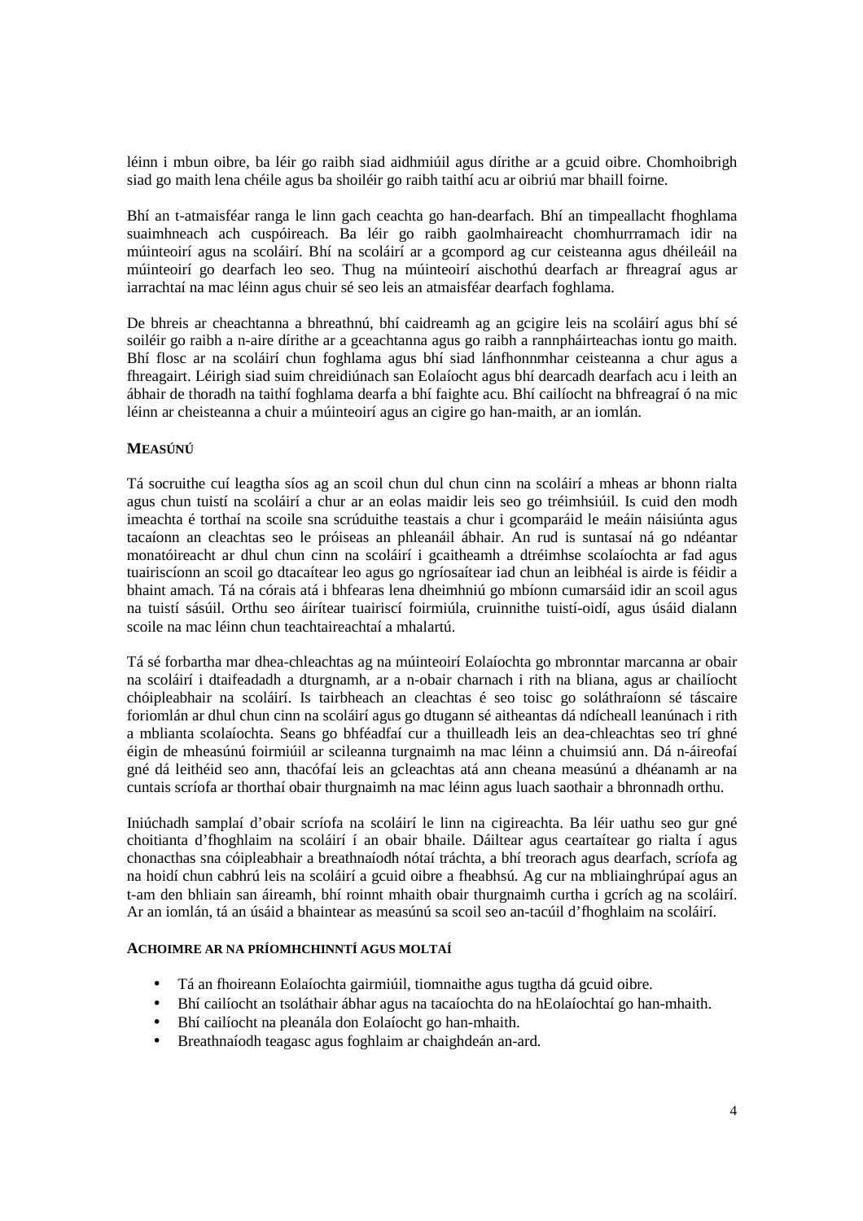léinn i mbun oibre, ba léir go raibh siad aidhmiúil agus dírithe ar a gcuid oibre. Chomhoibrigh siad go maith lena chéile agus ba shoiléir go raibh taithí acu ar oibriú mar bhaill foirne.

Bhí an t-atmaisféar ranga le linn gach ceachta go han-dearfach. Bhí an timpeallacht fhoghlama suaimhneach ach cuspóireach. Ba léir go raibh gaolmhaireacht chomhurrramach idir na múinteoirí agus na scoláirí. Bhí na scoláirí ar a gcompord ag cur ceisteanna agus dhéileáil na múinteoirí go dearfach leo seo. Thug na múinteoirí aischothú dearfach ar fhreagraí agus ar iarrachtaí na mac léinn agus chuir sé seo leis an atmaisféar dearfach foghlama.

De bhreis ar cheachtanna a bhreathnú, bhí caidreamh ag an gcigire leis na scoláirí agus bhí sé soiléir go raibh a n-aire dírithe ar a gceachtanna agus go raibh a rannpháirteachas iontu go maith. Bhí flosc ar na scoláirí chun foghlama agus bhí siad lánfhonnmhar ceisteanna a chur agus a fhreagairt. Léirigh siad suim chreidiúnach san Eolaíocht agus bhí dearcadh dearfach acu i leith an ábhair de thoradh na taithí foghlama dearfa a bhí faighte acu. Bhí cailíocht na bhfreagraí ó na mic léinn ar cheisteanna a chuir a múinteoirí agus an cigire go han-maith, ar an iomlán.

**MEASÚNÚ**

Tá socruithe cuí leagtha síos ag an scoil chun dul chun cinn na scoláirí a mheas ar bhonn rialta agus chun tuistí na scoláirí a chur ar an eolas maidir leis seo go tréimhsiúil. Is cuid den modh imeachta é torthaí na scoile sna scrúduithe teastais a chur i gcomparáid le meáin náisiúnta agus tacaíonn an cleachtas seo le próiseas an phleanáil ábhair. An rud is suntasaí ná go ndéantar monatóireacht ar dhul chun cinn na scoláirí i gcaitheamh a dtréimhse scolaíochta ar fad agus tuairiscíonn an scoil go dtacaítear leo agus go ngríosaítear iad chun an leibhéal is airde is féidir a bhaint amach. Tá na córais atá i bhfearas lena dheimhniú go mbíonn cumarsáid idir an scoil agus na tuistí sásúil. Orthu seo áirítear tuairiscí foirmiúla, cruinnithe tuistí-oidí, agus úsáid dialann scoile na mac léinn chun teachtaireachtaí a mhalartú.

Tá sé forbartha mar dhea-chleachtas ag na múinteoirí Eolaíochta go mbronntar marcanna ar obair na scoláirí i dtaifeadadh a dturgnamh, ar a n-obair charnach i rith na bliana, agus ar chailíocht chóipleabhair na scoláirí. Is tairbheach an cleachtas é seo toisc go soláthraíonn sé táscaire foriomlán ar dhul chun cinn na scoláirí agus go dtugann sé aitheantas dá ndícheall leanúnach i rith a mblianta scolaíochta. Seans go bhféadfaí cur a thuilleadh leis an dea-chleachtas seo trí ghné éigin de mheasúnú foirmiúil ar scileanna turgnaimh na mac léinn a chuimsiú ann. Dá n-áireofaí gné dá leithéid seo ann, thacófaí leis an gcleachtas atá ann cheana measúnú a dhéanamh ar na cuntais scríofa ar thorthaí obair thurgnaimh na mac léinn agus luach saothair a bhronnadh orthu.

Iniúchadh samplaí d'obair scríofa na scoláirí le linn na cigireachta. Ba léir uathu seo gur gné choitianta d'fhoghlaim na scoláirí í an obair bhaile. Dáiltear agus ceartaítear go rialta í agus chonacthas sna cóipleabhair a breathnaíodh nótaí tráchta, a bhí treorach agus dearfach, scríofa ag na hoidí chun cabhrú leis na scoláirí a gcuid oibre a fheabhsú. Ag cur na mbliainghrúpaí agus an t-am den bhliain san áireamh, bhí roinnt mhaith obair thurgnaimh curtha i gcrích ag na scoláirí. Ar an iomlán, tá an úsáid a bhaintear as measúnú sa scoil seo an-tacúil d'fhoghlaim na scoláirí.

**ACHOIMRE AR NA PRÍOMHCHINNTÍ AGUS MOLTAÍ**

- Tá an fhoireann Eolaíochta gairmiúil, tiomnaithe agus tugtha dá gcuid oibre.
- Bhí cailíocht an tsoláthair ábhar agus na tacaíochta do na hEolaíochtaí go han-mhaith.
- Bhí cailíocht na pleanála don Eolaíocht go han-mhaith.
- Breathnaíodh teagasc agus foghlaim ar chaighdeán an-ard.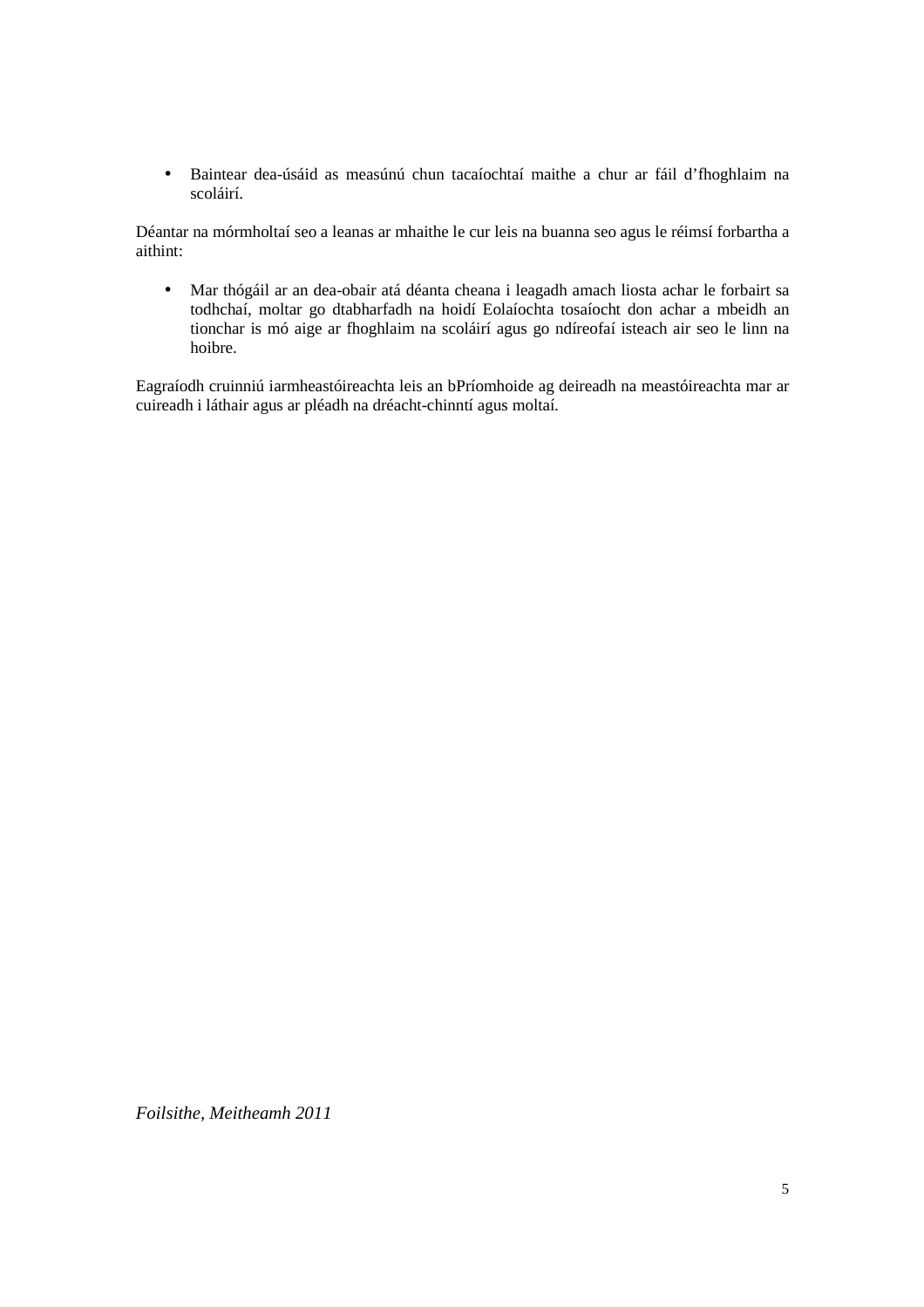- Baintear dea-úsáid as measúnú chun tacaíochtaí maithe a chur ar fáil d'fhoghlaim na scoláirí.

Déantar na mórmholtaí seo a leanas ar mhaithe le cur leis na buanna seo agus le réimsí forbartha a aithint:

- Mar thógáil ar an dea-obair atá déanta cheana i leagadh amach liosta achar le forbairt sa todhchaí, moltar go dtabharfadh na hoidí Eolaíochta tosaíocht don achar a mbeidh an tionchar is mó aige ar fhoghlaim na scoláirí agus go ndíreofaí isteach air seo le linn na hoibre.

Eagraíodh cruinniú iarmheastóireachta leis an bPríomhoide ag deireadh na meastóireachta mar ar cuireadh i láthair agus ar pléadh na dréacht-chinntí agus moltaí.

*Foilsithe, Meitheamh 2011*